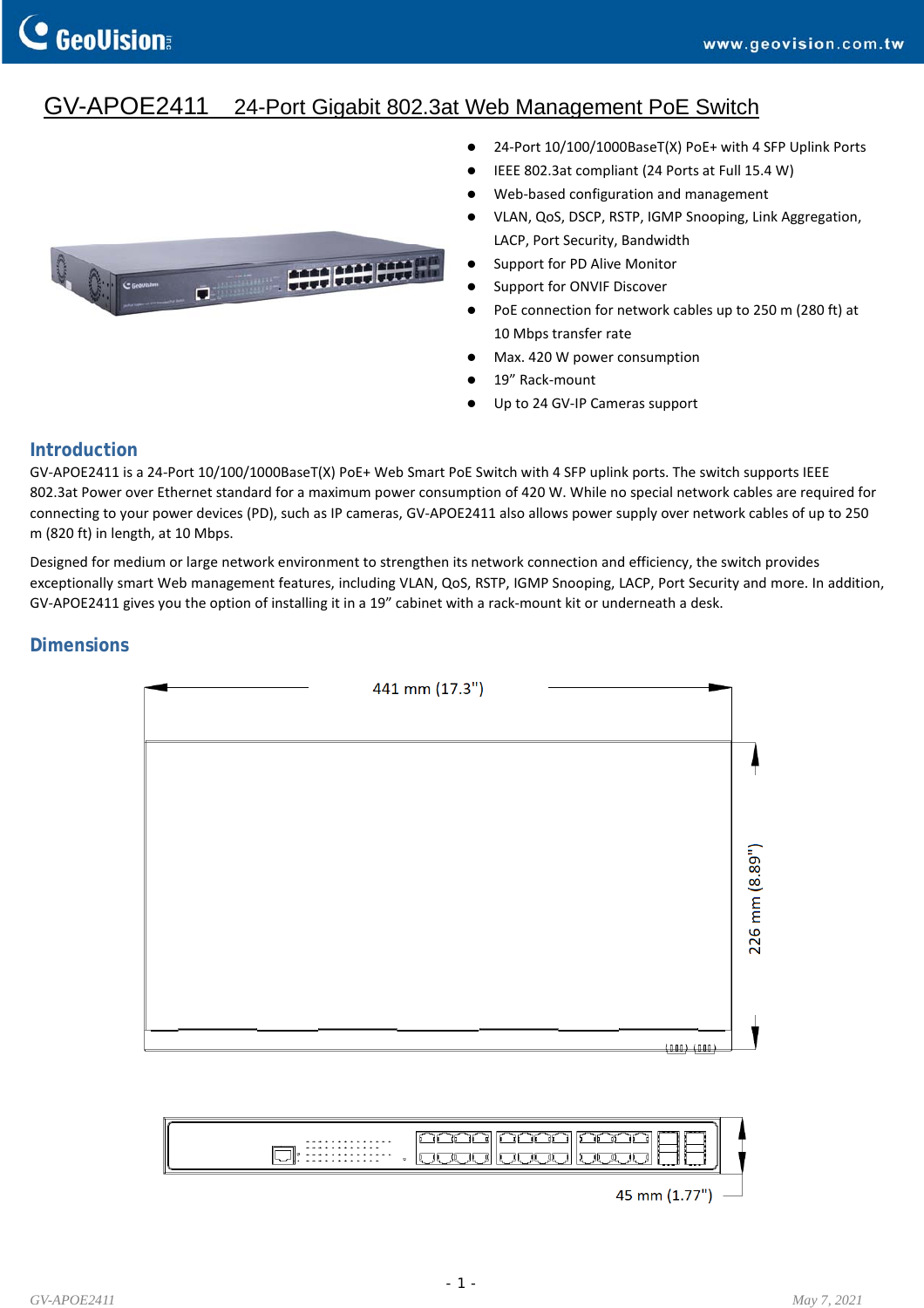# GV-APOE2411 24-Port Gigabit 802.3at Web Management PoE Switch

- 24-Port 10/100/1000BaseT(X) PoE+ with 4 SFP Uplink Ports
- IEEE 802.3at compliant (24 Ports at Full 15.4 W)
- Web-based configuration and management
- VLAN, QoS, DSCP, RSTP, IGMP Snooping, Link Aggregation, LACP, Port Security, Bandwidth
- Support for PD Alive Monitor
- Support for ONVIF Discover
- PoE connection for network cables up to 250 m (280 ft) at 10 Mbps transfer rate
- Max. 420 W power consumption
- 19" Rack-mount
- Up to 24 GV-IP Cameras support

## Introduction

GV-APOE2411 is a 24-Port 10/100/1000BaseT(X) PoE+ Web Smart PoE Switch with 4 SFP uplink ports. The switch supports IEEE 802.3at Power over Ethernet standard for a maximum power consumption of 420 W. While no special network cables are required for connecting to your power devices (PD), such as IP cameras, GV-APOE2411 also allows power supply over network cables of up to 250 m (820 ft) in length, at 10 Mbps.

Designed for medium or large network environment to strengthen its network connection and efficiency, the switch provides exceptionally smart Web management features, including VLAN, QoS, RSTP, IGMP Snooping, LACP, Port Security and more. In addition, GV-APOE2411 gives you the option of installing it in a 19" cabinet with a rack-mount kit or underneath a desk.

## Dimensions

441 mm (17.3")

226 mm (8.89")

45 mm (1.77")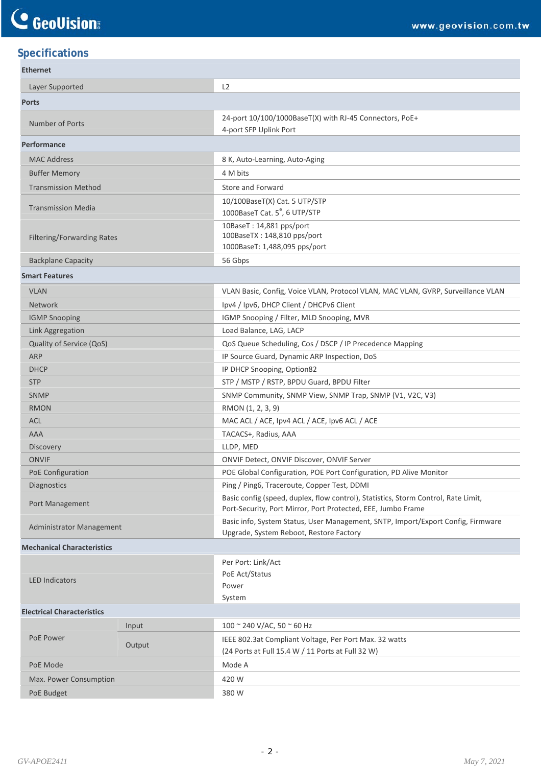## Specifications

| | | |
|---|---|---|
| **Ethernet** | | |
| Layer Supported | | L2 |
| **Ports** | | |
| Number of Ports | | 24-port 10/100/1000BaseT(X) with RJ-45 Connectors, PoE+<br>4-port SFP Uplink Port |
| **Performance** | | |
| MAC Address | | 8 K, Auto-Learning, Auto-Aging |
| Buffer Memory | | 4 M bits |
| Transmission Method | | Store and Forward |
| Transmission Media | | 10/100BaseT(X) Cat. 5 UTP/STP<br>1000BaseT Cat. 5$^{e}$, 6 UTP/STP |
| Filtering/Forwarding Rates | | 10BaseT : 14,881 pps/port<br>100BaseTX : 148,810 pps/port<br>1000BaseT: 1,488,095 pps/port |
| Backplane Capacity | | 56 Gbps |
| **Smart Features** | | |
| VLAN | | VLAN Basic, Config, Voice VLAN, Protocol VLAN, MAC VLAN, GVRP, Surveillance VLAN |
| Network | | Ipv4 / Ipv6, DHCP Client / DHCPv6 Client |
| IGMP Snooping | | IGMP Snooping / Filter, MLD Snooping, MVR |
| Link Aggregation | | Load Balance, LAG, LACP |
| Quality of Service (QoS) | | QoS Queue Scheduling, Cos / DSCP / IP Precedence Mapping |
| ARP | | IP Source Guard, Dynamic ARP Inspection, DoS |
| DHCP | | IP DHCP Snooping, Option82 |
| STP | | STP / MSTP / RSTP, BPDU Guard, BPDU Filter |
| SNMP | | SNMP Community, SNMP View, SNMP Trap, SNMP (V1, V2C, V3) |
| RMON | | RMON (1, 2, 3, 9) |
| ACL | | MAC ACL / ACE, Ipv4 ACL / ACE, Ipv6 ACL / ACE |
| AAA | | TACACS+, Radius, AAA |
| Discovery | | LLDP, MED |
| ONVIF | | ONVIF Detect, ONVIF Discover, ONVIF Server |
| PoE Configuration | | POE Global Configuration, POE Port Configuration, PD Alive Monitor |
| Diagnostics | | Ping / Ping6, Traceroute, Copper Test, DDMI |
| Port Management | | Basic config (speed, duplex, flow control), Statistics, Storm Control, Rate Limit, Port-Security, Port Mirror, Port Protected, EEE, Jumbo Frame |
| Administrator Management | | Basic info, System Status, User Management, SNTP, Import/Export Config, Firmware Upgrade, System Reboot, Restore Factory |
| **Mechanical Characteristics** | | |
| LED Indicators | | Per Port: Link/Act<br>PoE Act/Status<br>Power<br>System |
| **Electrical Characteristics** | | |
| PoE Power | Input | 100 ~ 240 V/AC, 50 ~ 60 Hz |
| | Output | IEEE 802.3at Compliant Voltage, Per Port Max. 32 watts<br>(24 Ports at Full 15.4 W / 11 Ports at Full 32 W) |
| PoE Mode | | Mode A |
| Max. Power Consumption | | 420 W |
| PoE Budget | | 380 W |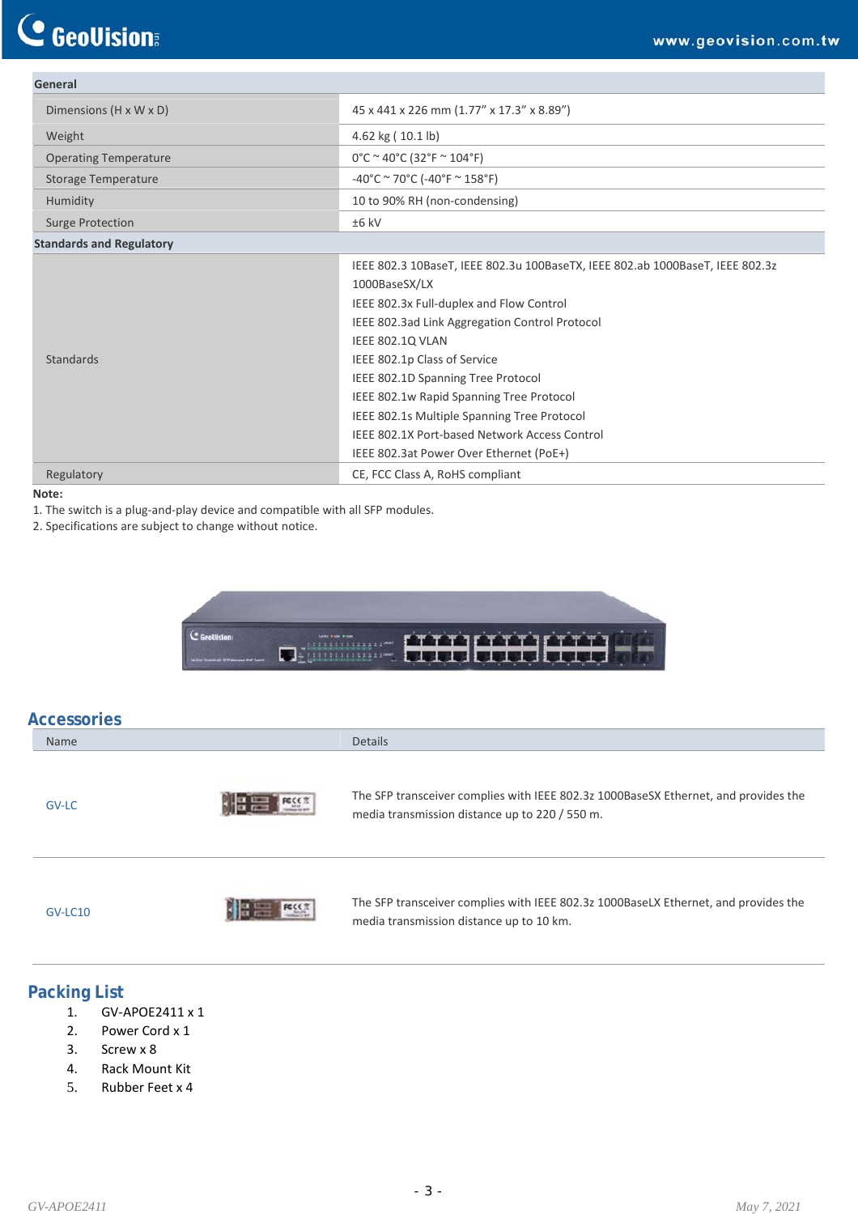| General | |
|---|---|
| Dimensions (H x W x D) | 45 x 441 x 226 mm (1.77" x 17.3" x 8.89") |
| Weight | 4.62 kg ( 10.1 lb) |
| Operating Temperature | 0°C ~ 40°C (32°F ~ 104°F) |
| Storage Temperature | -40°C ~ 70°C (-40°F ~ 158°F) |
| Humidity | 10 to 90% RH (non-condensing) |
| Surge Protection | ±6 kV |
| **Standards and Regulatory** | |
| Standards | IEEE 802.3 10BaseT, IEEE 802.3u 100BaseTX, IEEE 802.ab 1000BaseT, IEEE 802.3z 1000BaseSX/LX<br>IEEE 802.3x Full-duplex and Flow Control<br>IEEE 802.3ad Link Aggregation Control Protocol<br>IEEE 802.1Q VLAN<br>IEEE 802.1p Class of Service<br>IEEE 802.1D Spanning Tree Protocol<br>IEEE 802.1w Rapid Spanning Tree Protocol<br>IEEE 802.1s Multiple Spanning Tree Protocol<br>IEEE 802.1X Port-based Network Access Control<br>IEEE 802.3at Power Over Ethernet (PoE+) |
| Regulatory | CE, FCC Class A, RoHS compliant |

**Note:**

1. The switch is a plug-and-play device and compatible with all SFP modules.
2. Specifications are subject to change without notice.

## Accessories

| Name | Details |
|---|---|
| GV-LC | The SFP transceiver complies with IEEE 802.3z 1000BaseSX Ethernet, and provides the media transmission distance up to 220 / 550 m. |
| GV-LC10 | The SFP transceiver complies with IEEE 802.3z 1000BaseLX Ethernet, and provides the media transmission distance up to 10 km. |

## Packing List

1. GV-APOE2411 x 1
2. Power Cord x 1
3. Screw x 8
4. Rack Mount Kit
5. Rubber Feet x 4